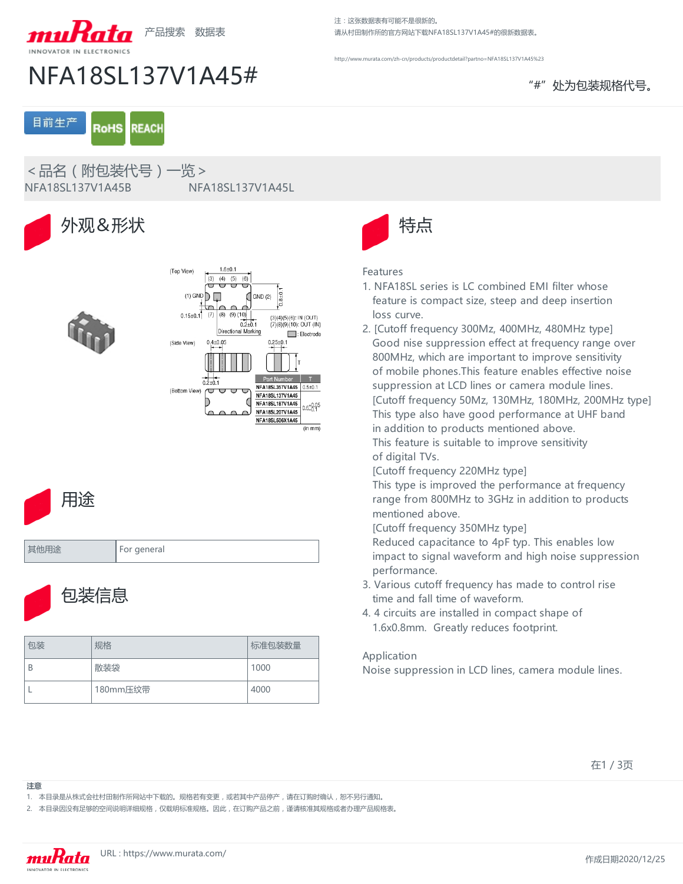muRata INNOVATOR IN ELECTRONICS 产品搜索 数据表

注：这张数据表有可能不是很新的。
请从村田制作所的官方网站下载NFA18SL137V1A45#的很新数据表。

http://www.murata.com/zh-cn/products/productdetail?partno=NFA18SL137V1A45%23

# NFA18SL137V1A45#

"#" 处为包装规格代号。

目前生产 RoHS REACH

＜品名（附包装代号）一览＞
NFA18SL137V1A45B NFA18SL137V1A45L

## 外观&形状

## 特点

Features
1. NFA18SL series is LC combined EMI filter whose feature is compact size, steep and deep insertion loss curve.
2. [Cutoff frequency 300Mz, 400Mz, 480Mz type]
   Good nise suppression effect at frequency range over 800MHz, which are important to improve sensitivity of mobile phones.This feature enables effective noise suppression at LCD lines or camera module lines.
   [Cutoff frequency 50Mz, 130Mz, 180Mz, 200Mz type]
   This type also have good performance at UHF band in addition to products mentioned above.
   This feature is suitable to improve sensitivity of digital TVs.
   [Cutoff frequency 220Mz type]
   This type is improved the performance at frequency range from 800MHz to 3GHz in addition to products mentioned above.
   [Cutoff frequency 350Mz type]
   Reduced capacitance to 4pF typ. This enables low impact to signal waveform and high noise suppression performance.
3. Various cutoff frequency has made to control rise time and fall time of waveform.
4. 4 circuits are installed in compact shape of 1.6x0.8mm. Greatly reduces footprint.

Application
Noise suppression in LCD lines, camera module lines.

## 用途

| 其他用途 | For general |
|---|---|

## 包装信息

| 包装 | 规格 | 标准包装数量 |
|---|---|---|
| B | 散装袋 | 1000 |
| L | 180mm压纹带 | 4000 |

**注意**
1. 本目录是从株式会社村田制作所网站中下载的。规格若有变更，或若其中产品停产，请在订购时确认，恕不另行通知。
2. 本目录因没有足够的空间说明详细规格，仅载明标准规格。因此，在订购产品之前，谨请核准其规格或者办理产品规格表。

URL : https://www.murata.com/

作成日期2020/12/25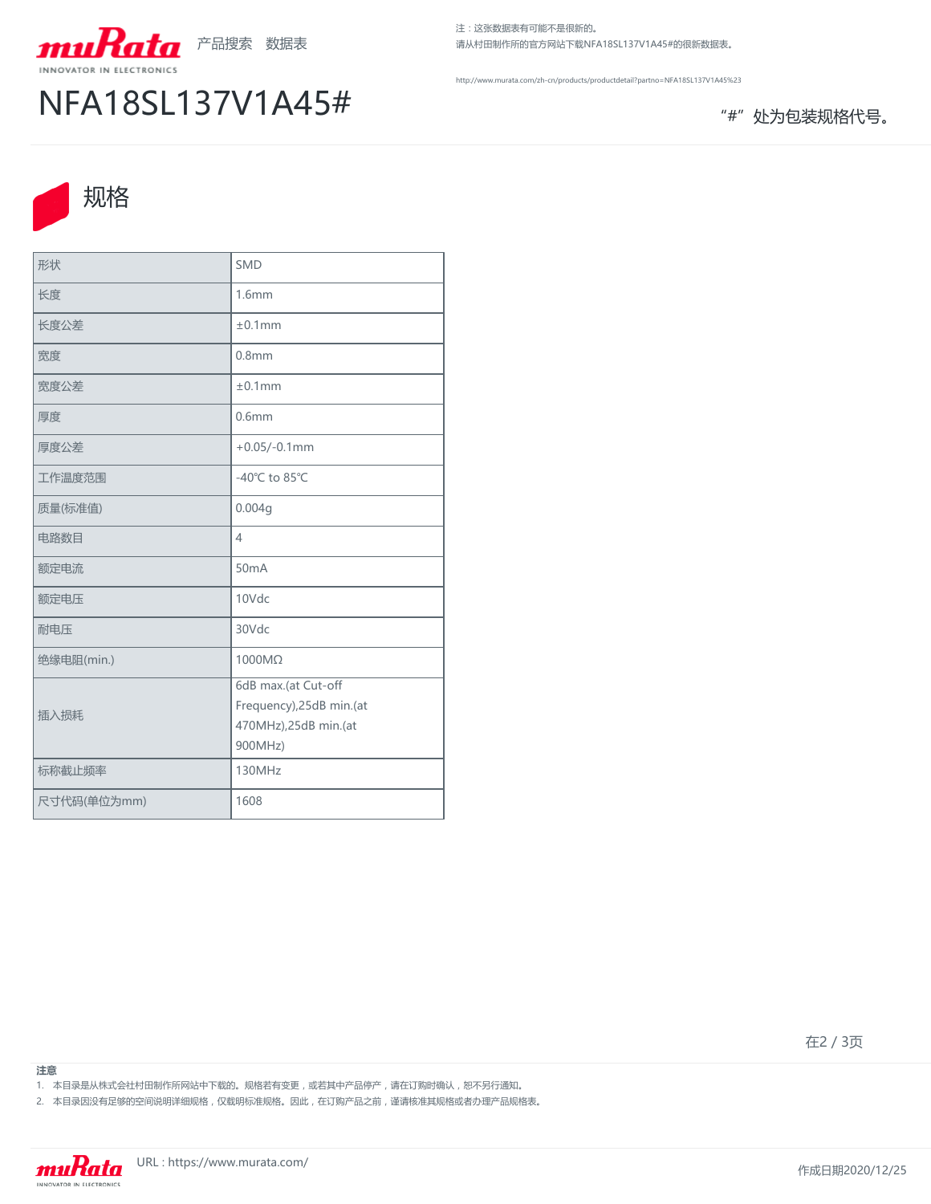muRata INNOVATOR IN ELECTRONICS 产品搜索 数据表

注：这张数据表有可能不是很新的。
请从村田制作所的官方网站下载NFA18SL137V1A45#的很新数据表。

http://www.murata.com/zh-cn/products/productdetail?partno=NFA18SL137V1A45%23

# NFA18SL137V1A45#

"#" 处为包装规格代号。

## 规格

| 形状 | SMD |
|---|---|
| 长度 | 1.6mm |
| 长度公差 | ±0.1mm |
| 宽度 | 0.8mm |
| 宽度公差 | ±0.1mm |
| 厚度 | 0.6mm |
| 厚度公差 | +0.05/-0.1mm |
| 工作温度范围 | -40℃ to 85℃ |
| 质量(标准值) | 0.004g |
| 电路数目 | 4 |
| 额定电流 | 50mA |
| 额定电压 | 10Vdc |
| 耐电压 | 30Vdc |
| 绝缘电阻(min.) | 1000MΩ |
| 插入损耗 | 6dB max.(at Cut-off Frequency),25dB min.(at 470MHz),25dB min.(at 900MHz) |
| 标称截止频率 | 130MHz |
| 尺寸代码(单位为mm) | 1608 |

**注意**

1. 本目录是从株式会社村田制作所网站中下载的。规格若有变更，或若其中产品停产，请在订购时确认，恕不另行通知。
2. 本目录因没有足够的空间说明详细规格，仅载明标准规格。因此，在订购产品之前，谨请核准其规格或者办理产品规格表。

URL：https://www.murata.com/

作成日期2020/12/25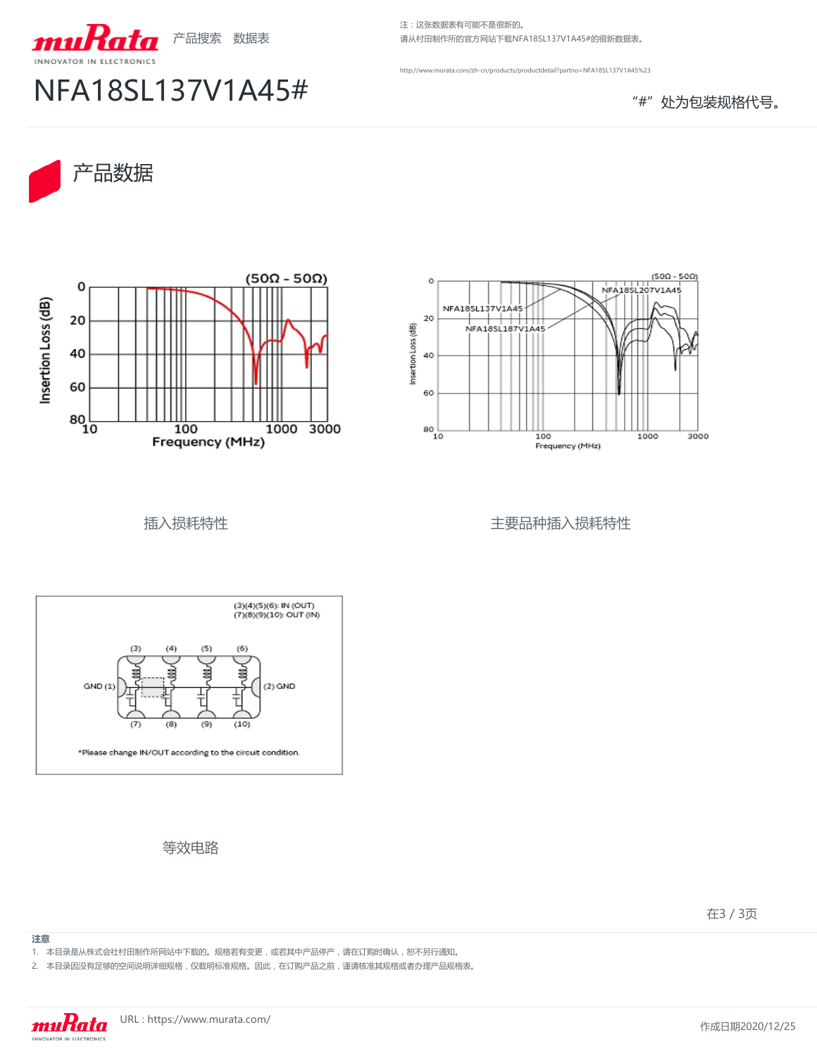# NFA18SL137V1A45#

注：这张数据表有可能不是很新的。
请从村田制作所的官方网站下载NFA18SL137V1A45#的很新数据表。

http://www.murata.com/zh-cn/products/productdetail?partno=NFA18SL137V1A45%23

"#" 处为包装规格代号。

## 产品数据

(50Ω - 50Ω)
Insertion Loss (dB)
0
20
40
60
80
10
100
1000
3000
Frequency (MHz)

插入损耗特性

(50Ω - 50Ω)
NFA18SL207V1A45
NFA18SL137V1A45
NFA18SL187V1A45
Insertion Loss (dB)
0
20
40
60
80
10
100
1000
3000
Frequency (MHz)

主要品种插入损耗特性

(3)(4)(5)(6): IN (OUT)
(7)(8)(9)(10): OUT (IN)
(3) (4) (5) (6)
GND (1)
(2) GND
(7) (8) (9) (10)
*Please change IN/OUT according to the circuit condition.

等效电路

**注意**

1. 本目录是从株式会社村田制作所网站中下载的。规格若有变更，或若其中产品停产，请在订购时确认，恕不另行通知。
2. 本目录因没有足够的空间说明详细规格，仅载明标准规格。因此，在订购产品之前，谨请核准其规格或者办理产品规格表。

URL：https://www.murata.com/

作成日期2020/12/25